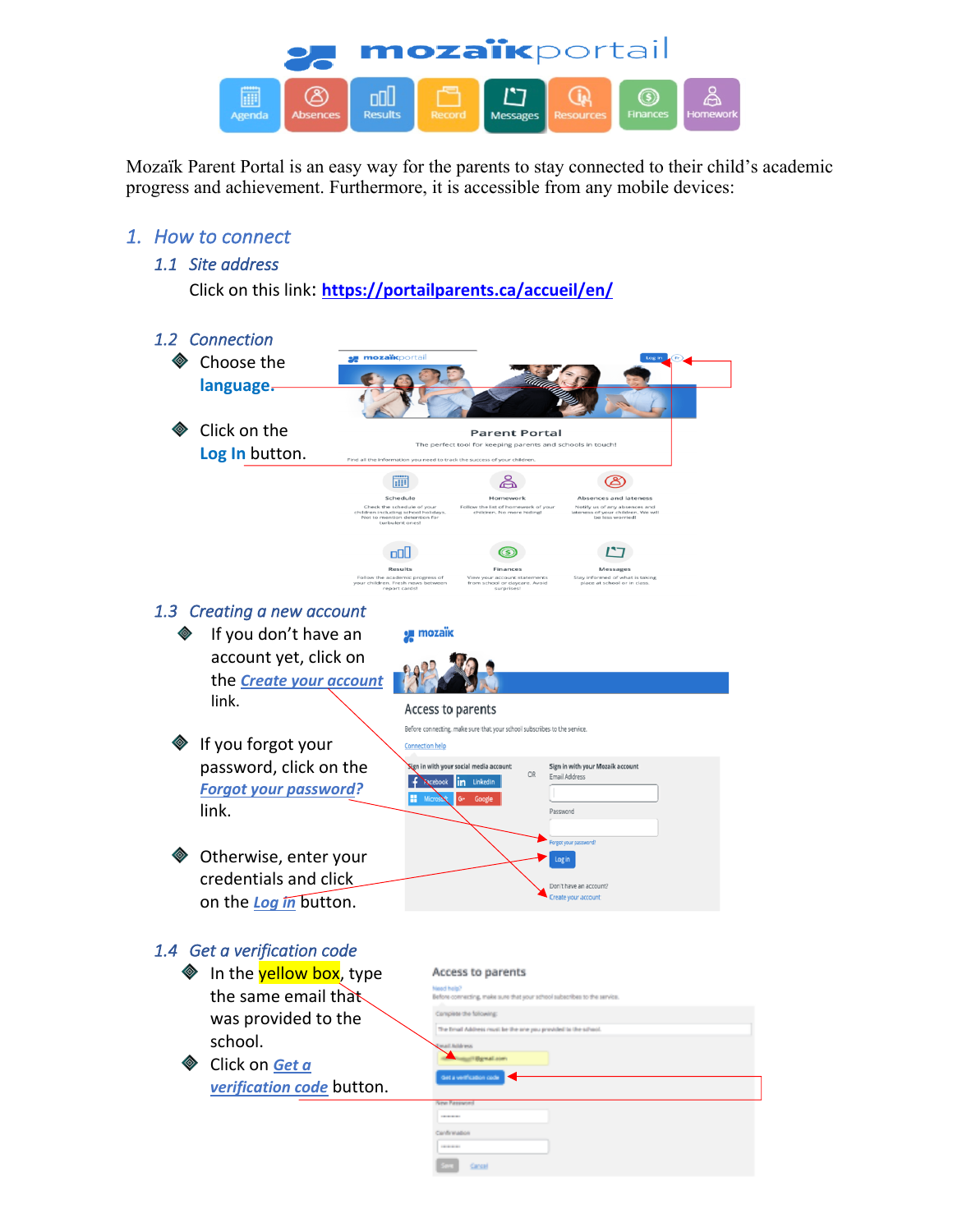Mozaïk Parent Portal is an easy way for the parents to stay connected to their child's academic progress and achievement. Furthermore, it is accessible from any mobile devices:

## 1. How to connect

### 1.1 Site address

Click on this link: **https://portailparents.ca/accueil/en/**

### 1.2 Connection

- Choose the **language**.
- Click on the **Log In** button.

### 1.3 Creating a new account

- If you don't have an account yet, click on the ***Create your account*** link.
- If you forgot your password, click on the ***Forgot your password?*** link.
- Otherwise, enter your credentials and click on the ***Log in*** button.

### 1.4 Get a verification code

- In the yellow box, type the same email that was provided to the school.
- Click on ***Get a verification code*** button.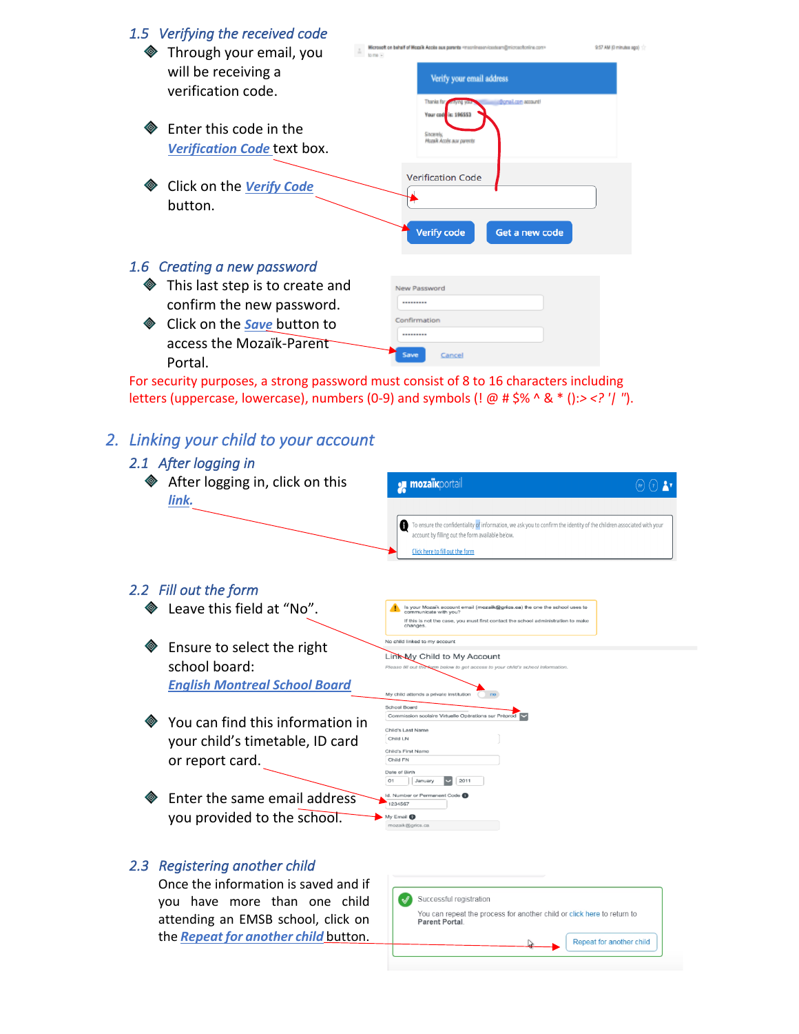### 1.5 Verifying the received code

- Through your email, you will be receiving a verification code.
- Enter this code in the **Verification Code** text box.
- Click on the **Verify Code** button.

### 1.6 Creating a new password

- This last step is to create and confirm the new password.
- Click on the **Save** button to access the Mozaïk-Parent Portal.

For security purposes, a strong password must consist of 8 to 16 characters including letters (uppercase, lowercase), numbers (0-9) and symbols (! @ # $% ^ & * ():> <? '/ ").

## 2. Linking your child to your account

### 2.1 After logging in

- After logging in, click on this **link.**

### 2.2 Fill out the form

- Leave this field at "No".
- Ensure to select the right school board: **English Montreal School Board**
- You can find this information in your child's timetable, ID card or report card.
- Enter the same email address you provided to the school.

### 2.3 Registering another child

Once the information is saved and if you have more than one child attending an EMSB school, click on the **Repeat for another child** button.